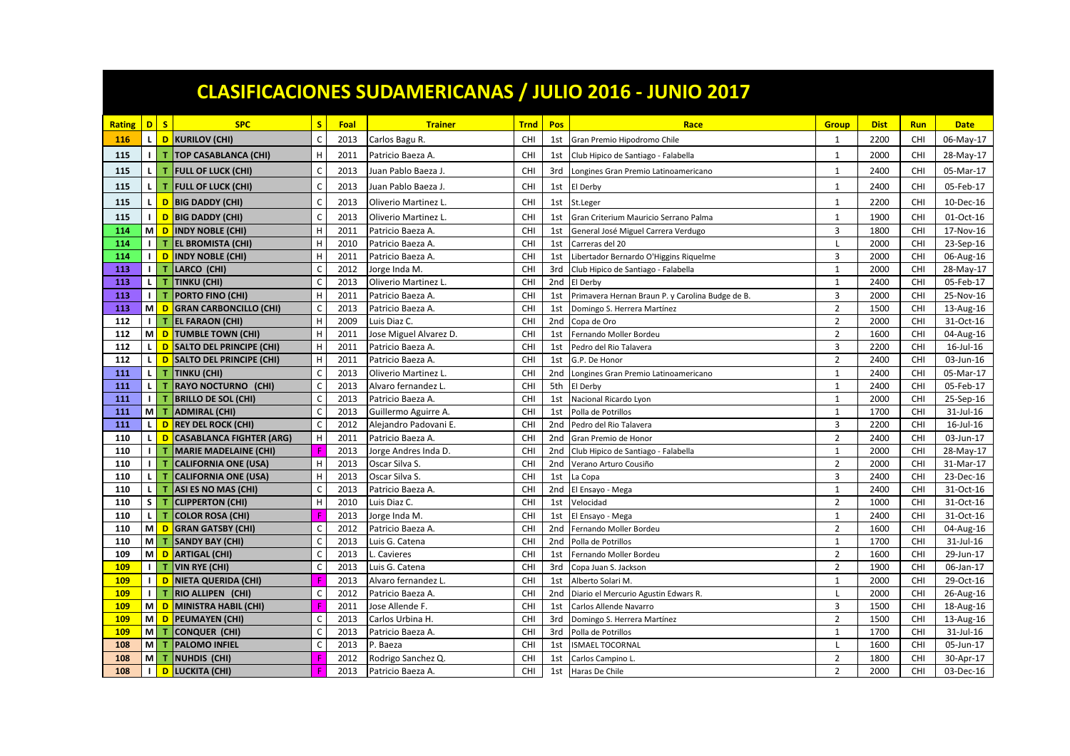# CLASIFICACIONES SUDAMERICANAS / JULIO 2016 - JUNIO 2017

| Rating | D | S | SPC | S | Foal | Trainer | Trnd | Pos | Race | Group | Dist | Run | Date |
|---|---|---|---|---|---|---|---|---|---|---|---|---|---|
| 116 | L | D | KURILOV (CHI) | C | 2013 | Carlos Bagu R. | CHI | 1st | Gran Premio Hipodromo Chile | 1 | 2200 | CHI | 06-May-17 |
| 115 | I | T | TOP CASABLANCA (CHI) | H | 2011 | Patricio Baeza A. | CHI | 1st | Club Hipico de Santiago - Falabella | 1 | 2000 | CHI | 28-May-17 |
| 115 | L | T | FULL OF LUCK (CHI) | C | 2013 | Juan Pablo Baeza J. | CHI | 3rd | Longines Gran Premio Latinoamericano | 1 | 2400 | CHI | 05-Mar-17 |
| 115 | L | T | FULL OF LUCK (CHI) | C | 2013 | Juan Pablo Baeza J. | CHI | 1st | El Derby | 1 | 2400 | CHI | 05-Feb-17 |
| 115 | L | D | BIG DADDY (CHI) | C | 2013 | Oliverio Martinez L. | CHI | 1st | St.Leger | 1 | 2200 | CHI | 10-Dec-16 |
| 115 | I | D | BIG DADDY (CHI) | C | 2013 | Oliverio Martinez L. | CHI | 1st | Gran Criterium Mauricio Serrano Palma | 1 | 1900 | CHI | 01-Oct-16 |
| 114 | M | D | INDY NOBLE (CHI) | H | 2011 | Patricio Baeza A. | CHI | 1st | General José Miguel Carrera Verdugo | 3 | 1800 | CHI | 17-Nov-16 |
| 114 | I | T | EL BROMISTA (CHI) | H | 2010 | Patricio Baeza A. | CHI | 1st | Carreras del 20 | L | 2000 | CHI | 23-Sep-16 |
| 114 | I | D | INDY NOBLE (CHI) | H | 2011 | Patricio Baeza A. | CHI | 1st | Libertador Bernardo O'Higgins Riquelme | 3 | 2000 | CHI | 06-Aug-16 |
| 113 | I | T | LARCO (CHI) | C | 2012 | Jorge Inda M. | CHI | 3rd | Club Hipico de Santiago - Falabella | 1 | 2000 | CHI | 28-May-17 |
| 113 | L | T | TINKU (CHI) | C | 2013 | Oliverio Martinez L. | CHI | 2nd | El Derby | 1 | 2400 | CHI | 05-Feb-17 |
| 113 | I | T | PORTO FINO (CHI) | H | 2011 | Patricio Baeza A. | CHI | 1st | Primavera Hernan Braun P. y Carolina Budge de B. | 3 | 2000 | CHI | 25-Nov-16 |
| 113 | M | D | GRAN CARBONCILLO (CHI) | C | 2013 | Patricio Baeza A. | CHI | 1st | Domingo S. Herrera Martínez | 2 | 1500 | CHI | 13-Aug-16 |
| 112 | I | T | EL FARAON (CHI) | H | 2009 | Luis Diaz C. | CHI | 2nd | Copa de Oro | 2 | 2000 | CHI | 31-Oct-16 |
| 112 | M | D | TUMBLE TOWN (CHI) | H | 2011 | Jose Miguel Alvarez D. | CHI | 1st | Fernando Moller Bordeu | 2 | 1600 | CHI | 04-Aug-16 |
| 112 | L | D | SALTO DEL PRINCIPE (CHI) | H | 2011 | Patricio Baeza A. | CHI | 1st | Pedro del Rio Talavera | 3 | 2200 | CHI | 16-Jul-16 |
| 112 | L | D | SALTO DEL PRINCIPE (CHI) | H | 2011 | Patricio Baeza A. | CHI | 1st | G.P. De Honor | 2 | 2400 | CHI | 03-Jun-16 |
| 111 | L | T | TINKU (CHI) | C | 2013 | Oliverio Martinez L. | CHI | 2nd | Longines Gran Premio Latinoamericano | 1 | 2400 | CHI | 05-Mar-17 |
| 111 | L | T | RAYO NOCTURNO (CHI) | C | 2013 | Alvaro fernandez L. | CHI | 5th | El Derby | 1 | 2400 | CHI | 05-Feb-17 |
| 111 | I | T | BRILLO DE SOL (CHI) | C | 2013 | Patricio Baeza A. | CHI | 1st | Nacional Ricardo Lyon | 1 | 2000 | CHI | 25-Sep-16 |
| 111 | M | T | ADMIRAL (CHI) | C | 2013 | Guillermo Aguirre A. | CHI | 1st | Polla de Potrillos | 1 | 1700 | CHI | 31-Jul-16 |
| 111 | L | D | REY DEL ROCK (CHI) | C | 2012 | Alejandro Padovani E. | CHI | 2nd | Pedro del Rio Talavera | 3 | 2200 | CHI | 16-Jul-16 |
| 110 | L | D | CASABLANCA FIGHTER (ARG) | H | 2011 | Patricio Baeza A. | CHI | 2nd | Gran Premio de Honor | 2 | 2400 | CHI | 03-Jun-17 |
| 110 | I | T | MARIE MADELAINE (CHI) | F | 2013 | Jorge Andres Inda D. | CHI | 2nd | Club Hipico de Santiago - Falabella | 1 | 2000 | CHI | 28-May-17 |
| 110 | I | T | CALIFORNIA ONE (USA) | H | 2013 | Oscar Silva S. | CHI | 2nd | Verano Arturo Cousiño | 2 | 2000 | CHI | 31-Mar-17 |
| 110 | L | T | CALIFORNIA ONE (USA) | H | 2013 | Oscar Silva S. | CHI | 1st | La Copa | 3 | 2400 | CHI | 23-Dec-16 |
| 110 | L | T | ASI ES NO MAS (CHI) | C | 2013 | Patricio Baeza A. | CHI | 2nd | El Ensayo - Mega | 1 | 2400 | CHI | 31-Oct-16 |
| 110 | S | T | CLIPPERTON (CHI) | H | 2010 | Luis Diaz C. | CHI | 1st | Velocidad | 2 | 1000 | CHI | 31-Oct-16 |
| 110 | L | T | COLOR ROSA (CHI) | F | 2013 | Jorge Inda M. | CHI | 1st | El Ensayo - Mega | 1 | 2400 | CHI | 31-Oct-16 |
| 110 | M | D | GRAN GATSBY (CHI) | C | 2012 | Patricio Baeza A. | CHI | 2nd | Fernando Moller Bordeu | 2 | 1600 | CHI | 04-Aug-16 |
| 110 | M | T | SANDY BAY (CHI) | C | 2013 | Luis G. Catena | CHI | 2nd | Polla de Potrillos | 1 | 1700 | CHI | 31-Jul-16 |
| 109 | M | D | ARTIGAL (CHI) | C | 2013 | L. Cavieres | CHI | 1st | Fernando Moller Bordeu | 2 | 1600 | CHI | 29-Jun-17 |
| 109 | I | T | VIN RYE (CHI) | C | 2013 | Luis G. Catena | CHI | 3rd | Copa Juan S. Jackson | 2 | 1900 | CHI | 06-Jan-17 |
| 109 | I | D | NIETA QUERIDA (CHI) | F | 2013 | Alvaro fernandez L. | CHI | 1st | Alberto Solari M. | 1 | 2000 | CHI | 29-Oct-16 |
| 109 | I | T | RIO ALLIPEN (CHI) | C | 2012 | Patricio Baeza A. | CHI | 2nd | Diario el Mercurio Agustin Edwars R. | L | 2000 | CHI | 26-Aug-16 |
| 109 | M | D | MINISTRA HABIL (CHI) | F | 2011 | Jose Allende F. | CHI | 1st | Carlos Allende Navarro | 3 | 1500 | CHI | 18-Aug-16 |
| 109 | M | D | PEUMAYEN (CHI) | C | 2013 | Carlos Urbina H. | CHI | 3rd | Domingo S. Herrera Martínez | 2 | 1500 | CHI | 13-Aug-16 |
| 109 | M | T | CONQUER (CHI) | C | 2013 | Patricio Baeza A. | CHI | 3rd | Polla de Potrillos | 1 | 1700 | CHI | 31-Jul-16 |
| 108 | M | T | PALOMO INFIEL | C | 2013 | P. Baeza | CHI | 1st | ISMAEL TOCORNAL | L | 1600 | CHI | 05-Jun-17 |
| 108 | M | T | NUHDIS (CHI) | F | 2012 | Rodrigo Sanchez Q. | CHI | 1st | Carlos Campino L. | 2 | 1800 | CHI | 30-Apr-17 |
| 108 | I | D | LUCKITA (CHI) | F | 2013 | Patricio Baeza A. | CHI | 1st | Haras De Chile | 2 | 2000 | CHI | 03-Dec-16 |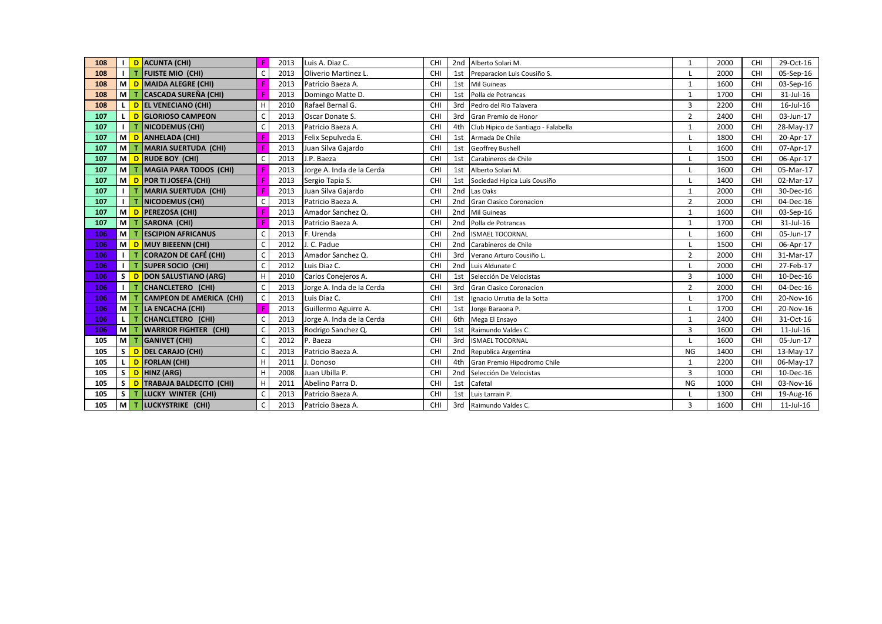| | | | | | | | | | | | | | | |
|---|---|---|---|---|---|---|---|---|---|---|---|---|---|---|
| 108 | I | D | ACUNTA (CHI) | F | 2013 | Luis A. Diaz C. | CHI | 2nd | Alberto Solari M. | 1 | 2000 | CHI | 29-Oct-16 |
| 108 | I | T | FUISTE MIO (CHI) | C | 2013 | Oliverio Martinez L. | CHI | 1st | Preparacion Luis Cousiño S. | L | 2000 | CHI | 05-Sep-16 |
| 108 | M | D | MAIDA ALEGRE (CHI) | F | 2013 | Patricio Baeza A. | CHI | 1st | Mil Guineas | 1 | 1600 | CHI | 03-Sep-16 |
| 108 | M | T | CASCADA SUREÑA (CHI) | F | 2013 | Domingo Matte D. | CHI | 1st | Polla de Potrancas | 1 | 1700 | CHI | 31-Jul-16 |
| 108 | L | D | EL VENECIANO (CHI) | H | 2010 | Rafael Bernal G. | CHI | 3rd | Pedro del Rio Talavera | 3 | 2200 | CHI | 16-Jul-16 |
| 107 | L | D | GLORIOSO CAMPEON | C | 2013 | Oscar Donate S. | CHI | 3rd | Gran Premio de Honor | 2 | 2400 | CHI | 03-Jun-17 |
| 107 | I | T | NICODEMUS (CHI) | C | 2013 | Patricio Baeza A. | CHI | 4th | Club Hipico de Santiago - Falabella | 1 | 2000 | CHI | 28-May-17 |
| 107 | M | D | ANHELADA (CHI) | F | 2013 | Felix Sepulveda E. | CHI | 1st | Armada De Chile | L | 1800 | CHI | 20-Apr-17 |
| 107 | M | T | MARIA SUERTUDA (CHI) | F | 2013 | Juan Silva Gajardo | CHI | 1st | Geoffrey Bushell | L | 1600 | CHI | 07-Apr-17 |
| 107 | M | D | RUDE BOY (CHI) | C | 2013 | J.P. Baeza | CHI | 1st | Carabineros de Chile | L | 1500 | CHI | 06-Apr-17 |
| 107 | M | T | MAGIA PARA TODOS (CHI) | F | 2013 | Jorge A. Inda de la Cerda | CHI | 1st | Alberto Solari M. | L | 1600 | CHI | 05-Mar-17 |
| 107 | M | D | POR TI JOSEFA (CHI) | F | 2013 | Sergio Tapia S. | CHI | 1st | Sociedad Hipica Luis Cousiño | L | 1400 | CHI | 02-Mar-17 |
| 107 | I | T | MARIA SUERTUDA (CHI) | F | 2013 | Juan Silva Gajardo | CHI | 2nd | Las Oaks | 1 | 2000 | CHI | 30-Dec-16 |
| 107 | I | T | NICODEMUS (CHI) | C | 2013 | Patricio Baeza A. | CHI | 2nd | Gran Clasico Coronacion | 2 | 2000 | CHI | 04-Dec-16 |
| 107 | M | D | PEREZOSA (CHI) | F | 2013 | Amador Sanchez Q. | CHI | 2nd | Mil Guineas | 1 | 1600 | CHI | 03-Sep-16 |
| 107 | M | T | SARONA (CHI) | F | 2013 | Patricio Baeza A. | CHI | 2nd | Polla de Potrancas | 1 | 1700 | CHI | 31-Jul-16 |
| 106 | M | T | ESCIPION AFRICANUS | C | 2013 | F. Urenda | CHI | 2nd | ISMAEL TOCORNAL | L | 1600 | CHI | 05-Jun-17 |
| 106 | M | D | MUY BIEEENN (CHI) | C | 2012 | J. C. Padue | CHI | 2nd | Carabineros de Chile | L | 1500 | CHI | 06-Apr-17 |
| 106 | I | T | CORAZON DE CAFÉ (CHI) | C | 2013 | Amador Sanchez Q. | CHI | 3rd | Verano Arturo Cousiño L. | 2 | 2000 | CHI | 31-Mar-17 |
| 106 | I | T | SUPER SOCIO (CHI) | C | 2012 | Luis Diaz C. | CHI | 2nd | Luis Aldunate C | L | 2000 | CHI | 27-Feb-17 |
| 106 | S | D | DON SALUSTIANO (ARG) | H | 2010 | Carlos Conejeros A. | CHI | 1st | Selección De Velocistas | 3 | 1000 | CHI | 10-Dec-16 |
| 106 | I | T | CHANCLETERO (CHI) | C | 2013 | Jorge A. Inda de la Cerda | CHI | 3rd | Gran Clasico Coronacion | 2 | 2000 | CHI | 04-Dec-16 |
| 106 | M | T | CAMPEON DE AMERICA (CHI) | C | 2013 | Luis Diaz C. | CHI | 1st | Ignacio Urrutia de la Sotta | L | 1700 | CHI | 20-Nov-16 |
| 106 | M | T | LA ENCACHA (CHI) | F | 2013 | Guillermo Aguirre A. | CHI | 1st | Jorge Baraona P. | L | 1700 | CHI | 20-Nov-16 |
| 106 | L | T | CHANCLETERO (CHI) | C | 2013 | Jorge A. Inda de la Cerda | CHI | 6th | Mega El Ensayo | 1 | 2400 | CHI | 31-Oct-16 |
| 106 | M | T | WARRIOR FIGHTER (CHI) | C | 2013 | Rodrigo Sanchez Q. | CHI | 1st | Raimundo Valdes C. | 3 | 1600 | CHI | 11-Jul-16 |
| 105 | M | T | GANIVET (CHI) | C | 2012 | P. Baeza | CHI | 3rd | ISMAEL TOCORNAL | L | 1600 | CHI | 05-Jun-17 |
| 105 | S | D | DEL CARAJO (CHI) | C | 2013 | Patricio Baeza A. | CHI | 2nd | Republica Argentina | NG | 1400 | CHI | 13-May-17 |
| 105 | L | D | FORLAN (CHI) | H | 2011 | J. Donoso | CHI | 4th | Gran Premio Hipodromo Chile | 1 | 2200 | CHI | 06-May-17 |
| 105 | S | D | HINZ (ARG) | H | 2008 | Juan Ubilla P. | CHI | 2nd | Selección De Velocistas | 3 | 1000 | CHI | 10-Dec-16 |
| 105 | S | D | TRABAJA BALDECITO (CHI) | H | 2011 | Abelino Parra D. | CHI | 1st | Cafetal | NG | 1000 | CHI | 03-Nov-16 |
| 105 | S | T | LUCKY WINTER (CHI) | C | 2013 | Patricio Baeza A. | CHI | 1st | Luis Larrain P. | L | 1300 | CHI | 19-Aug-16 |
| 105 | M | T | LUCKYSTRIKE (CHI) | C | 2013 | Patricio Baeza A. | CHI | 3rd | Raimundo Valdes C. | 3 | 1600 | CHI | 11-Jul-16 |